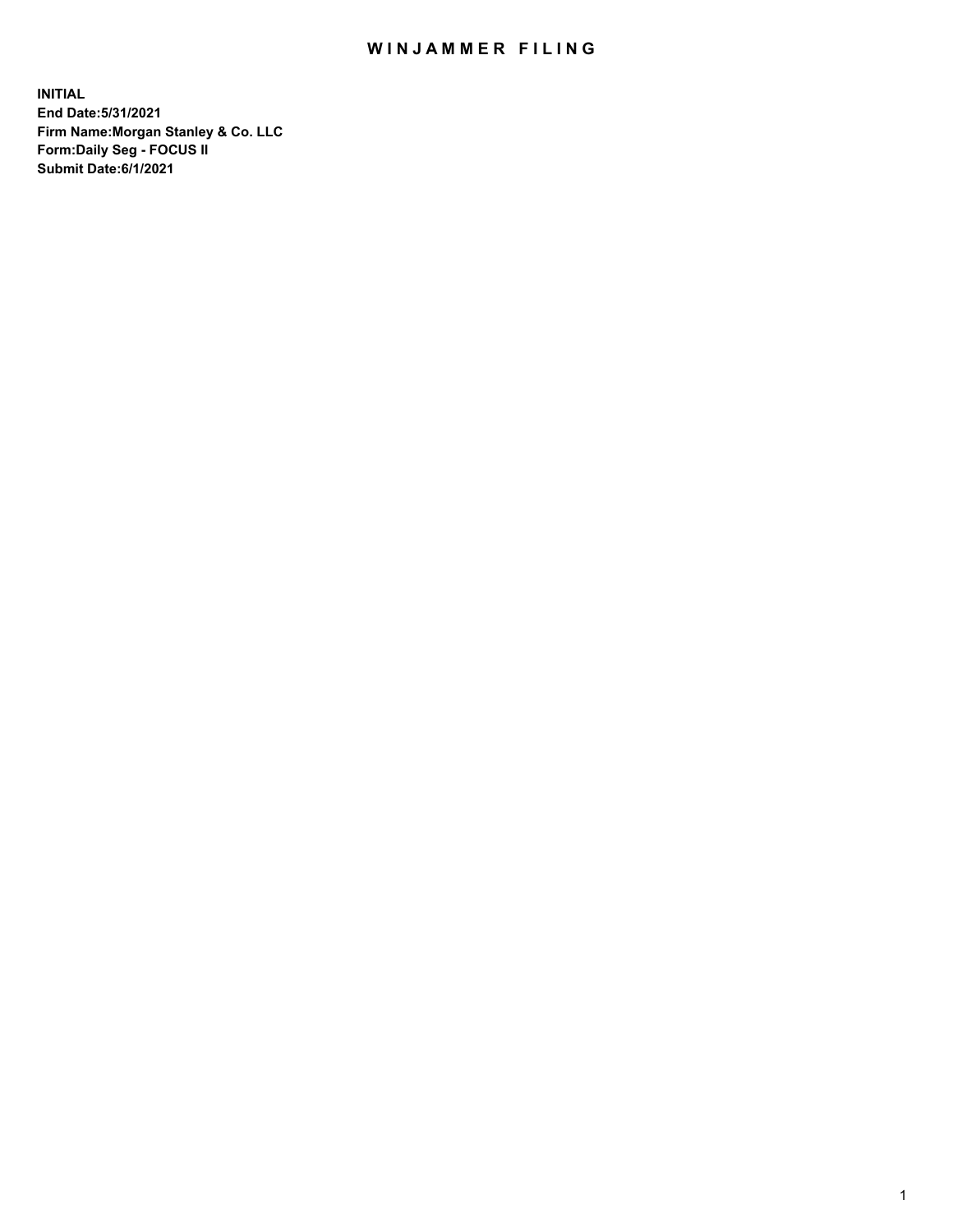# WINJAMMER FILING

**INITIAL**
**End Date:5/31/2021**
**Firm Name:Morgan Stanley & Co. LLC**
**Form:Daily Seg - FOCUS II**
**Submit Date:6/1/2021**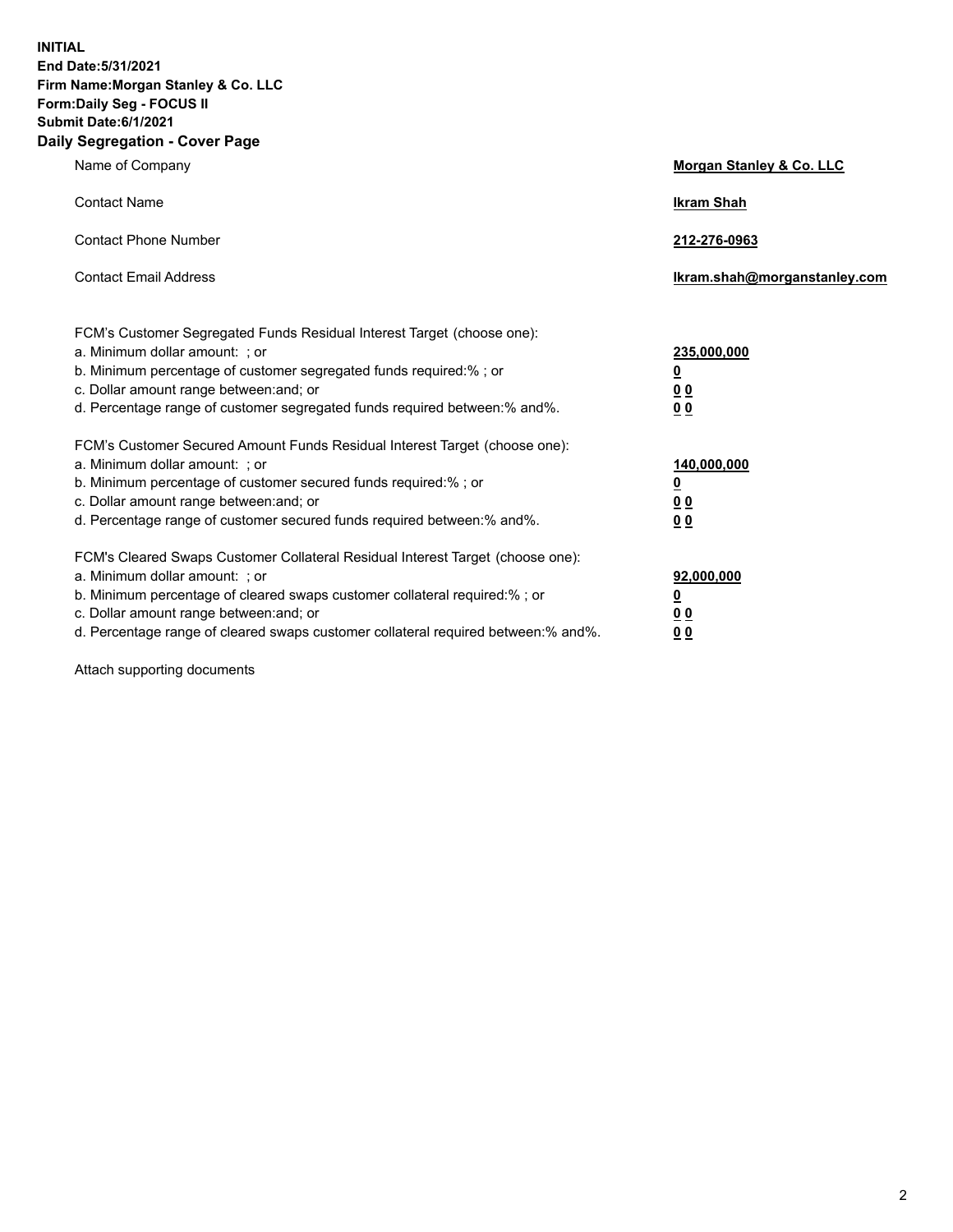**INITIAL**
**End Date:5/31/2021**
**Firm Name:Morgan Stanley & Co. LLC**
**Form:Daily Seg - FOCUS II**
**Submit Date:6/1/2021**

## Daily Segregation - Cover Page

| | |
|---|---|
| Name of Company | **Morgan Stanley & Co. LLC** |
| Contact Name | **Ikram Shah** |
| Contact Phone Number | **212-276-0963** |
| Contact Email Address | **Ikram.shah@morganstanley.com** |

| | |
|---|---|
| FCM's Customer Segregated Funds Residual Interest Target (choose one): | |
| a. Minimum dollar amount: ; or | **235,000,000** |
| b. Minimum percentage of customer segregated funds required:% ; or | **0** |
| c. Dollar amount range between:and; or | **0 0** |
| d. Percentage range of customer segregated funds required between:% and%. | **0 0** |
| FCM's Customer Secured Amount Funds Residual Interest Target (choose one): | |
| a. Minimum dollar amount: ; or | **140,000,000** |
| b. Minimum percentage of customer secured funds required:% ; or | **0** |
| c. Dollar amount range between:and; or | **0 0** |
| d. Percentage range of customer secured funds required between:% and%. | **0 0** |
| FCM's Cleared Swaps Customer Collateral Residual Interest Target (choose one): | |
| a. Minimum dollar amount: ; or | **92,000,000** |
| b. Minimum percentage of cleared swaps customer collateral required:% ; or | **0** |
| c. Dollar amount range between:and; or | **0 0** |
| d. Percentage range of cleared swaps customer collateral required between:% and%. | **0 0** |

Attach supporting documents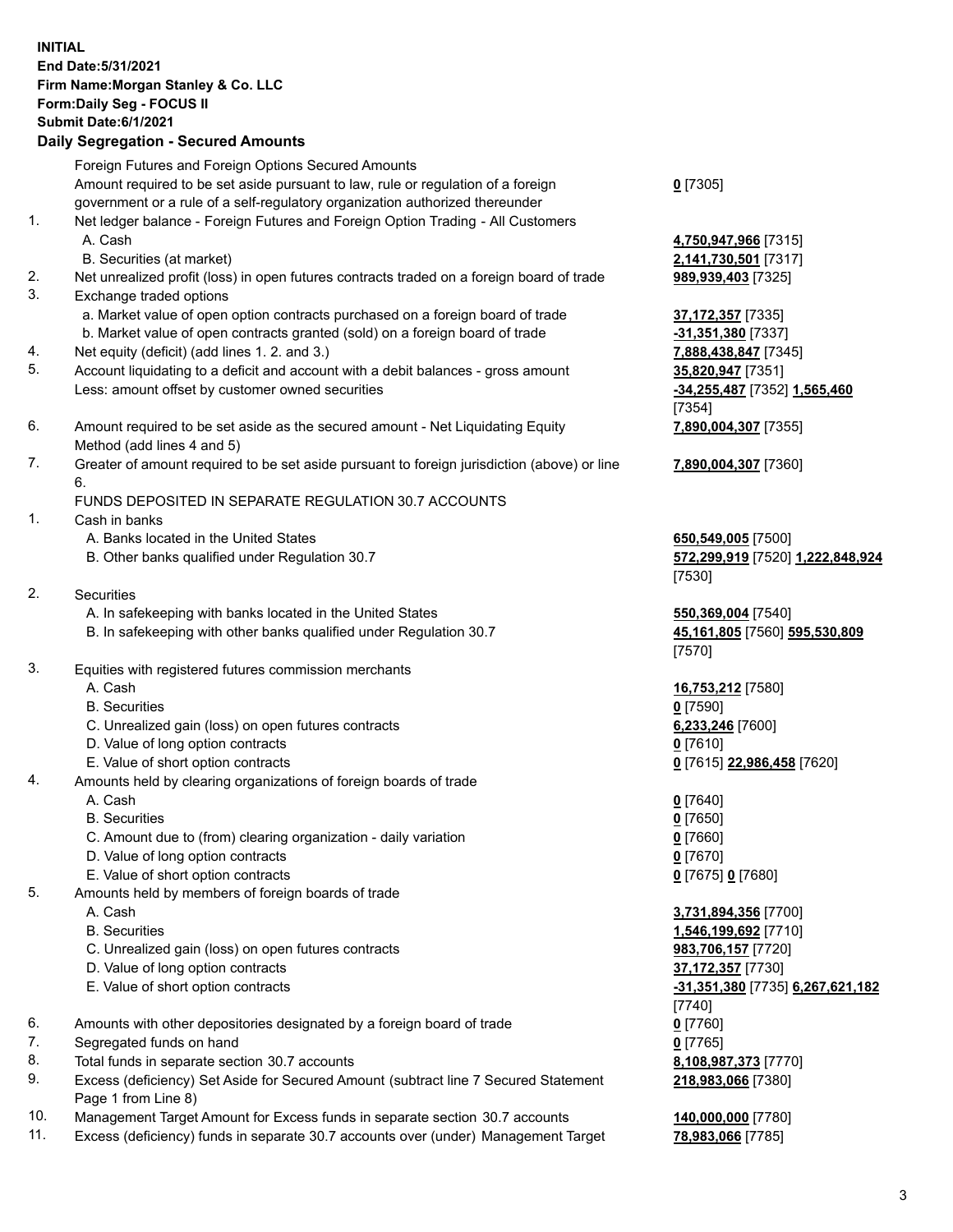**INITIAL**
**End Date:5/31/2021**
**Firm Name:Morgan Stanley & Co. LLC**
**Form:Daily Seg - FOCUS II**
**Submit Date:6/1/2021**

**Daily Segregation - Secured Amounts**

| | | |
|---|---|---|
| | Foreign Futures and Foreign Options Secured Amounts | |
| | Amount required to be set aside pursuant to law, rule or regulation of a foreign government or a rule of a self-regulatory organization authorized thereunder | **0** [7305] |
| 1. | Net ledger balance - Foreign Futures and Foreign Option Trading - All Customers | |
| | A. Cash | **4,750,947,966** [7315] |
| | B. Securities (at market) | **2,141,730,501** [7317] |
| 2. | Net unrealized profit (loss) in open futures contracts traded on a foreign board of trade | **989,939,403** [7325] |
| 3. | Exchange traded options | |
| | a. Market value of open option contracts purchased on a foreign board of trade | **37,172,357** [7335] |
| | b. Market value of open contracts granted (sold) on a foreign board of trade | **-31,351,380** [7337] |
| 4. | Net equity (deficit) (add lines 1. 2. and 3.) | **7,888,438,847** [7345] |
| 5. | Account liquidating to a deficit and account with a debit balances - gross amount | **35,820,947** [7351] |
| | Less: amount offset by customer owned securities | **-34,255,487** [7352] **1,565,460** [7354] |
| 6. | Amount required to be set aside as the secured amount - Net Liquidating Equity Method (add lines 4 and 5) | **7,890,004,307** [7355] |
| 7. | Greater of amount required to be set aside pursuant to foreign jurisdiction (above) or line 6. | **7,890,004,307** [7360] |
| | FUNDS DEPOSITED IN SEPARATE REGULATION 30.7 ACCOUNTS | |
| 1. | Cash in banks | |
| | A. Banks located in the United States | **650,549,005** [7500] |
| | B. Other banks qualified under Regulation 30.7 | **572,299,919** [7520] **1,222,848,924** [7530] |
| 2. | Securities | |
| | A. In safekeeping with banks located in the United States | **550,369,004** [7540] |
| | B. In safekeeping with other banks qualified under Regulation 30.7 | **45,161,805** [7560] **595,530,809** [7570] |
| 3. | Equities with registered futures commission merchants | |
| | A. Cash | **16,753,212** [7580] |
| | B. Securities | **0** [7590] |
| | C. Unrealized gain (loss) on open futures contracts | **6,233,246** [7600] |
| | D. Value of long option contracts | **0** [7610] |
| | E. Value of short option contracts | **0** [7615] **22,986,458** [7620] |
| 4. | Amounts held by clearing organizations of foreign boards of trade | |
| | A. Cash | **0** [7640] |
| | B. Securities | **0** [7650] |
| | C. Amount due to (from) clearing organization - daily variation | **0** [7660] |
| | D. Value of long option contracts | **0** [7670] |
| | E. Value of short option contracts | **0** [7675] **0** [7680] |
| 5. | Amounts held by members of foreign boards of trade | |
| | A. Cash | **3,731,894,356** [7700] |
| | B. Securities | **1,546,199,692** [7710] |
| | C. Unrealized gain (loss) on open futures contracts | **983,706,157** [7720] |
| | D. Value of long option contracts | **37,172,357** [7730] |
| | E. Value of short option contracts | **-31,351,380** [7735] **6,267,621,182** [7740] |
| 6. | Amounts with other depositories designated by a foreign board of trade | **0** [7760] |
| 7. | Segregated funds on hand | **0** [7765] |
| 8. | Total funds in separate section 30.7 accounts | **8,108,987,373** [7770] |
| 9. | Excess (deficiency) Set Aside for Secured Amount (subtract line 7 Secured Statement Page 1 from Line 8) | **218,983,066** [7380] |
| 10. | Management Target Amount for Excess funds in separate section 30.7 accounts | **140,000,000** [7780] |
| 11. | Excess (deficiency) funds in separate 30.7 accounts over (under) Management Target | **78,983,066** [7785] |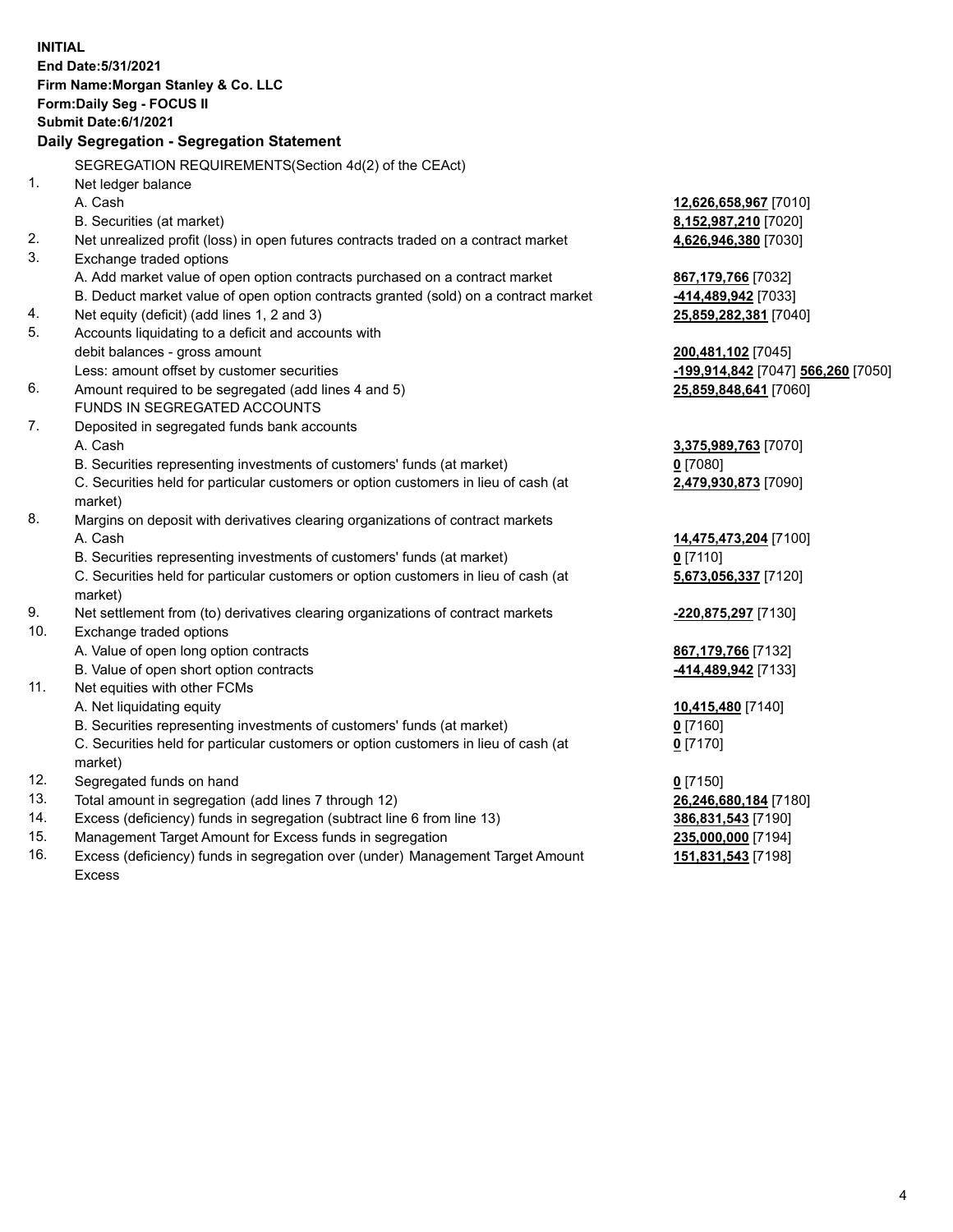**INITIAL**
**End Date:5/31/2021**
**Firm Name:Morgan Stanley & Co. LLC**
**Form:Daily Seg - FOCUS II**
**Submit Date:6/1/2021**

### Daily Segregation - Segregation Statement

SEGREGATION REQUIREMENTS(Section 4d(2) of the CEAct)

| | | |
|---|---|---|
| 1. | Net ledger balance | |
| | A. Cash | **12,626,658,967** [7010] |
| | B. Securities (at market) | **8,152,987,210** [7020] |
| 2. | Net unrealized profit (loss) in open futures contracts traded on a contract market | **4,626,946,380** [7030] |
| 3. | Exchange traded options | |
| | A. Add market value of open option contracts purchased on a contract market | **867,179,766** [7032] |
| | B. Deduct market value of open option contracts granted (sold) on a contract market | **-414,489,942** [7033] |
| 4. | Net equity (deficit) (add lines 1, 2 and 3) | **25,859,282,381** [7040] |
| 5. | Accounts liquidating to a deficit and accounts with debit balances - gross amount | **200,481,102** [7045] |
| | Less: amount offset by customer securities | **-199,914,842** [7047] **566,260** [7050] |
| 6. | Amount required to be segregated (add lines 4 and 5) | **25,859,848,641** [7060] |
| | FUNDS IN SEGREGATED ACCOUNTS | |
| 7. | Deposited in segregated funds bank accounts | |
| | A. Cash | **3,375,989,763** [7070] |
| | B. Securities representing investments of customers' funds (at market) | **0** [7080] |
| | C. Securities held for particular customers or option customers in lieu of cash (at market) | **2,479,930,873** [7090] |
| 8. | Margins on deposit with derivatives clearing organizations of contract markets | |
| | A. Cash | **14,475,473,204** [7100] |
| | B. Securities representing investments of customers' funds (at market) | **0** [7110] |
| | C. Securities held for particular customers or option customers in lieu of cash (at market) | **5,673,056,337** [7120] |
| 9. | Net settlement from (to) derivatives clearing organizations of contract markets | **-220,875,297** [7130] |
| 10. | Exchange traded options | |
| | A. Value of open long option contracts | **867,179,766** [7132] |
| | B. Value of open short option contracts | **-414,489,942** [7133] |
| 11. | Net equities with other FCMs | |
| | A. Net liquidating equity | **10,415,480** [7140] |
| | B. Securities representing investments of customers' funds (at market) | **0** [7160] |
| | C. Securities held for particular customers or option customers in lieu of cash (at market) | **0** [7170] |
| 12. | Segregated funds on hand | **0** [7150] |
| 13. | Total amount in segregation (add lines 7 through 12) | **26,246,680,184** [7180] |
| 14. | Excess (deficiency) funds in segregation (subtract line 6 from line 13) | **386,831,543** [7190] |
| 15. | Management Target Amount for Excess funds in segregation | **235,000,000** [7194] |
| 16. | Excess (deficiency) funds in segregation over (under) Management Target Amount Excess | **151,831,543** [7198] |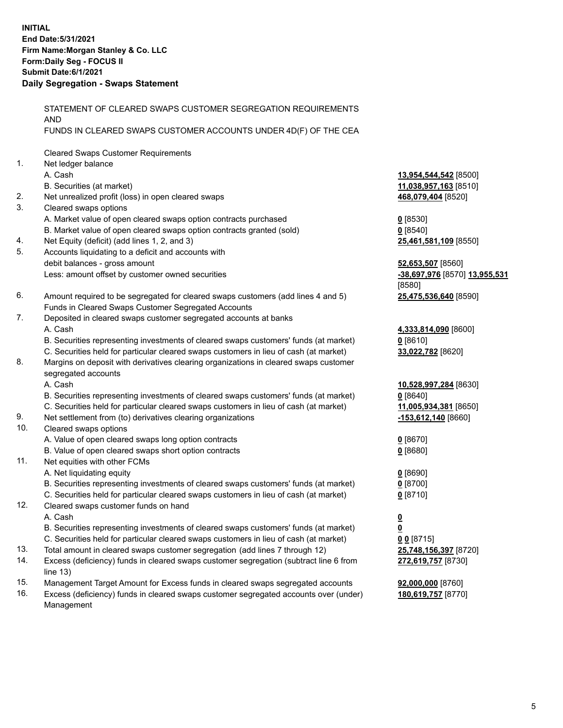**INITIAL**
**End Date:5/31/2021**
**Firm Name:Morgan Stanley & Co. LLC**
**Form:Daily Seg - FOCUS II**
**Submit Date:6/1/2021**
**Daily Segregation - Swaps Statement**

STATEMENT OF CLEARED SWAPS CUSTOMER SEGREGATION REQUIREMENTS AND FUNDS IN CLEARED SWAPS CUSTOMER ACCOUNTS UNDER 4D(F) OF THE CEA

| | | |
|---|---|---|
| | Cleared Swaps Customer Requirements | |
| 1. | Net ledger balance | |
| | A. Cash | **13,954,544,542** [8500] |
| | B. Securities (at market) | **11,038,957,163** [8510] |
| 2. | Net unrealized profit (loss) in open cleared swaps | **468,079,404** [8520] |
| 3. | Cleared swaps options | |
| | A. Market value of open cleared swaps option contracts purchased | **0** [8530] |
| | B. Market value of open cleared swaps option contracts granted (sold) | **0** [8540] |
| 4. | Net Equity (deficit) (add lines 1, 2, and 3) | **25,461,581,109** [8550] |
| 5. | Accounts liquidating to a deficit and accounts with debit balances - gross amount | **52,653,507** [8560] |
| | Less: amount offset by customer owned securities | **-38,697,976** [8570] **13,955,531** [8580] |
| 6. | Amount required to be segregated for cleared swaps customers (add lines 4 and 5) | **25,475,536,640** [8590] |
| | Funds in Cleared Swaps Customer Segregated Accounts | |
| 7. | Deposited in cleared swaps customer segregated accounts at banks | |
| | A. Cash | **4,333,814,090** [8600] |
| | B. Securities representing investments of cleared swaps customers' funds (at market) | **0** [8610] |
| | C. Securities held for particular cleared swaps customers in lieu of cash (at market) | **33,022,782** [8620] |
| 8. | Margins on deposit with derivatives clearing organizations in cleared swaps customer segregated accounts | |
| | A. Cash | **10,528,997,284** [8630] |
| | B. Securities representing investments of cleared swaps customers' funds (at market) | **0** [8640] |
| | C. Securities held for particular cleared swaps customers in lieu of cash (at market) | **11,005,934,381** [8650] |
| 9. | Net settlement from (to) derivatives clearing organizations | **-153,612,140** [8660] |
| 10. | Cleared swaps options | |
| | A. Value of open cleared swaps long option contracts | **0** [8670] |
| | B. Value of open cleared swaps short option contracts | **0** [8680] |
| 11. | Net equities with other FCMs | |
| | A. Net liquidating equity | **0** [8690] |
| | B. Securities representing investments of cleared swaps customers' funds (at market) | **0** [8700] |
| | C. Securities held for particular cleared swaps customers in lieu of cash (at market) | **0** [8710] |
| 12. | Cleared swaps customer funds on hand | |
| | A. Cash | **0** |
| | B. Securities representing investments of cleared swaps customers' funds (at market) | **0** |
| | C. Securities held for particular cleared swaps customers in lieu of cash (at market) | **0** **0** [8715] |
| 13. | Total amount in cleared swaps customer segregation (add lines 7 through 12) | **25,748,156,397** [8720] |
| 14. | Excess (deficiency) funds in cleared swaps customer segregation (subtract line 6 from line 13) | **272,619,757** [8730] |
| 15. | Management Target Amount for Excess funds in cleared swaps segregated accounts | **92,000,000** [8760] |
| 16. | Excess (deficiency) funds in cleared swaps customer segregated accounts over (under) Management | **180,619,757** [8770] |